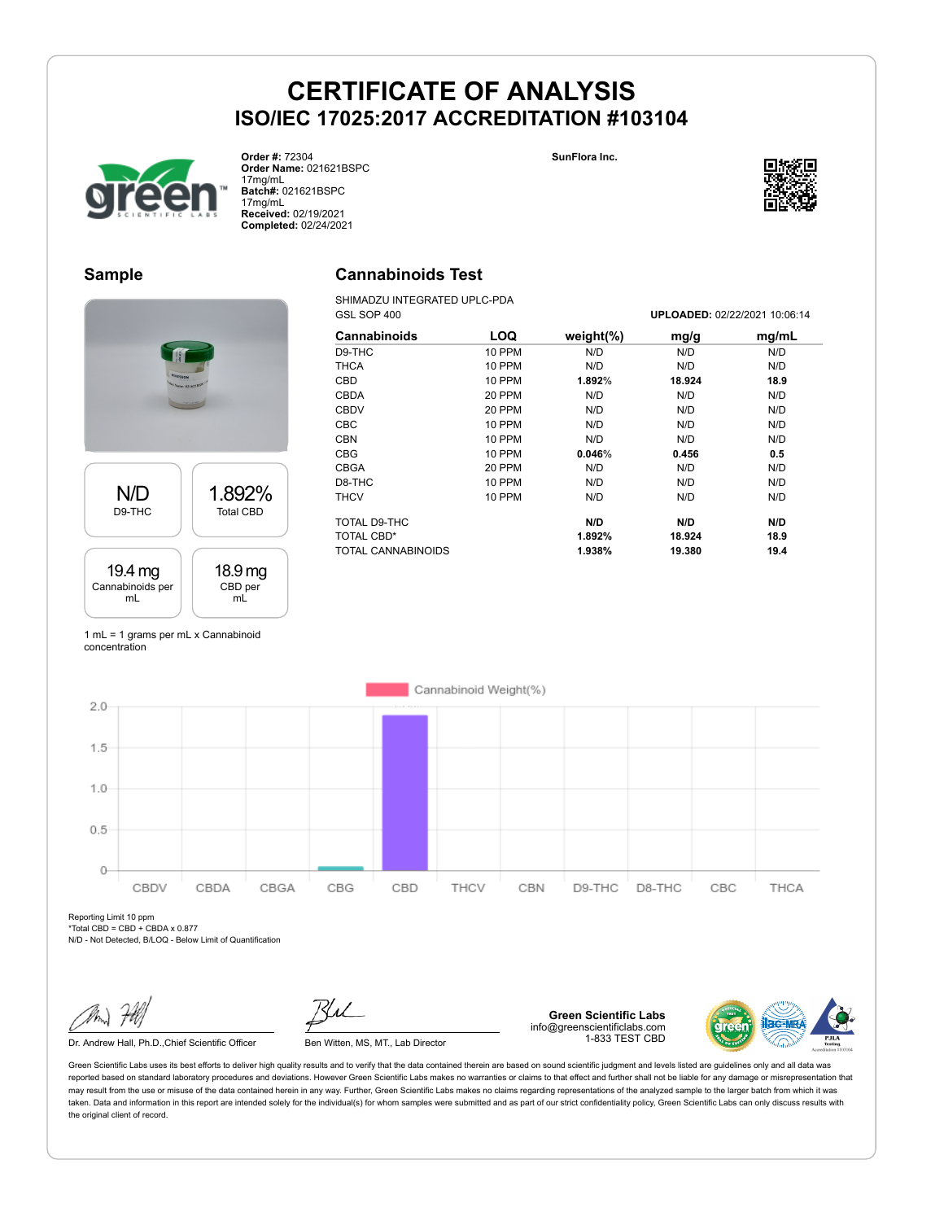# CERTIFICATE OF ANALYSIS

## ISO/IEC 17025:2017 ACCREDITATION #103104

**Order #:** 72304
**Order Name:** 021621BSPC 17mg/mL
**Batch#:** 021621BSPC 17mg/mL
**Received:** 02/19/2021
**Completed:** 02/24/2021

**SunFlora Inc.**

## Sample

| N/D | 1.892% |
|---|---|
| D9-THC | Total CBD |

| 19.4 mg | 18.9 mg |
|---|---|
| Cannabinoids per mL | CBD per mL |

1 mL = 1 grams per mL x Cannabinoid concentration

## Cannabinoids Test

SHIMADZU INTEGRATED UPLC-PDA
GSL SOP 400

**UPLOADED:** 02/22/2021 10:06:14

| Cannabinoids | LOQ | weight(%) | mg/g | mg/mL |
|---|---|---|---|---|
| D9-THC | 10 PPM | N/D | N/D | N/D |
| THCA | 10 PPM | N/D | N/D | N/D |
| CBD | 10 PPM | **1.892%** | **18.924** | **18.9** |
| CBDA | 20 PPM | N/D | N/D | N/D |
| CBDV | 20 PPM | N/D | N/D | N/D |
| CBC | 10 PPM | N/D | N/D | N/D |
| CBN | 10 PPM | N/D | N/D | N/D |
| CBG | 10 PPM | **0.046%** | **0.456** | **0.5** |
| CBGA | 20 PPM | N/D | N/D | N/D |
| D8-THC | 10 PPM | N/D | N/D | N/D |
| THCV | 10 PPM | N/D | N/D | N/D |
| TOTAL D9-THC | | **N/D** | **N/D** | **N/D** |
| TOTAL CBD* | | **1.892%** | **18.924** | **18.9** |
| TOTAL CANNABINOIDS | | **1.938%** | **19.380** | **19.4** |

Cannabinoid Weight(%)

Reporting Limit 10 ppm
*Total CBD = CBD + CBDA x 0.877
N/D - Not Detected, B/LOQ - Below Limit of Quantification

Dr. Andrew Hall, Ph.D.,Chief Scientific Officer

Ben Witten, MS, MT., Lab Director

**Green Scientific Labs**
info@greenscientificlabs.com
1-833 TEST CBD

Green Scientific Labs uses its best efforts to deliver high quality results and to verify that the data contained therein are based on sound scientific judgment and levels listed are guidelines only and all data was reported based on standard laboratory procedures and deviations. However Green Scientific Labs makes no warranties or claims to that effect and further shall not be liable for any damage or misrepresentation that may result from the use or misuse of the data contained herein in any way. Further, Green Scientific Labs makes no claims regarding representations of the analyzed sample to the larger batch from which it was taken. Data and information in this report are intended solely for the individual(s) for whom samples were submitted and as part of our strict confidentiality policy, Green Scientific Labs can only discuss results with the original client of record.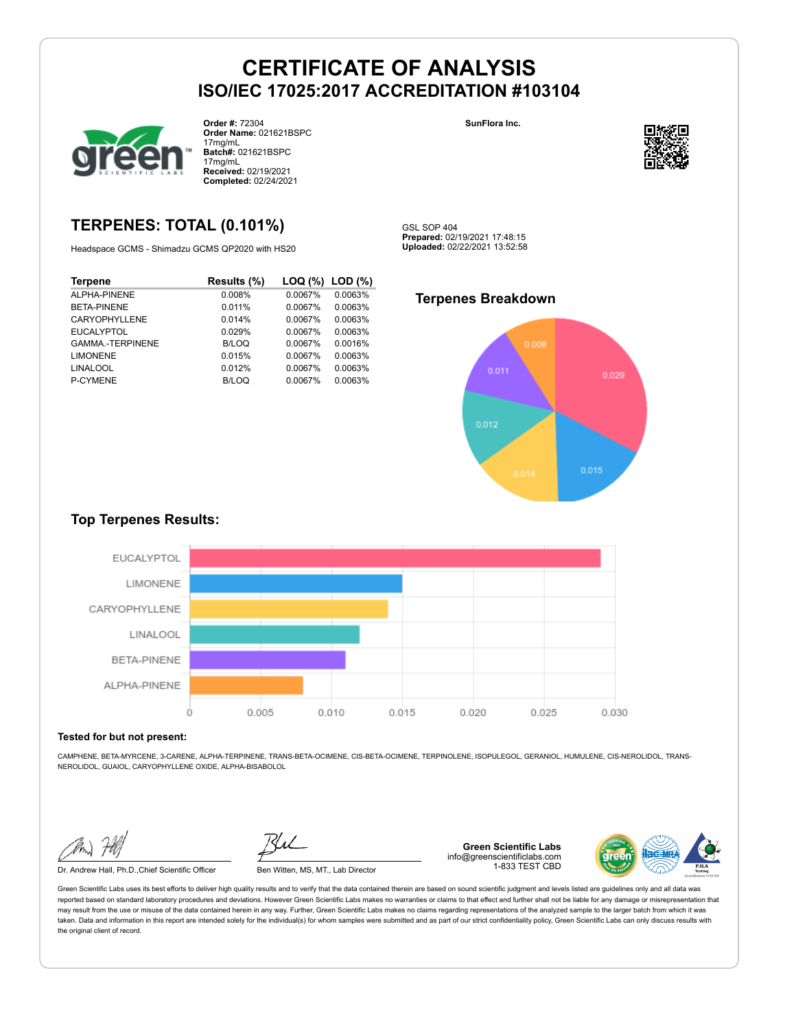# CERTIFICATE OF ANALYSIS
## ISO/IEC 17025:2017 ACCREDITATION #103104

**Order #:** 72304
**Order Name:** 021621BSPC 17mg/mL
**Batch#:** 021621BSPC 17mg/mL
**Received:** 02/19/2021
**Completed:** 02/24/2021

**SunFlora Inc.**

## TERPENES: TOTAL (0.101%)

Headspace GCMS - Shimadzu GCMS QP2020 with HS20

GSL SOP 404
**Prepared:** 02/19/2021 17:48:15
**Uploaded:** 02/22/2021 13:52:58

| Terpene | Results (%) | LOQ (%) | LOD (%) |
|---|---|---|---|
| ALPHA-PINENE | 0.008% | 0.0067% | 0.0063% |
| BETA-PINENE | 0.011% | 0.0067% | 0.0063% |
| CARYOPHYLLENE | 0.014% | 0.0067% | 0.0063% |
| EUCALYPTOL | 0.029% | 0.0067% | 0.0063% |
| GAMMA.-TERPINENE | B/LOQ | 0.0067% | 0.0016% |
| LIMONENE | 0.015% | 0.0067% | 0.0063% |
| LINALOOL | 0.012% | 0.0067% | 0.0063% |
| P-CYMENE | B/LOQ | 0.0067% | 0.0063% |

### Terpenes Breakdown

### Top Terpenes Results:

| Terpene | Result |
|---|---|
| EUCALYPTOL | 0.029 |
| LIMONENE | 0.015 |
| CARYOPHYLLENE | 0.014 |
| LINALOOL | 0.012 |
| BETA-PINENE | 0.011 |
| ALPHA-PINENE | 0.008 |

**Tested for but not present:**

CAMPHENE, BETA-MYRCENE, 3-CARENE, ALPHA-TERPINENE, TRANS-BETA-OCIMENE, CIS-BETA-OCIMENE, TERPINOLENE, ISOPULEGOL, GERANIOL, HUMULENE, CIS-NEROLIDOL, TRANS-NEROLIDOL, GUAIOL, CARYOPHYLLENE OXIDE, ALPHA-BISABOLOL

Dr. Andrew Hall, Ph.D.,Chief Scientific Officer

Ben Witten, MS, MT., Lab Director

**Green Scientific Labs**
info@greenscientificlabs.com
1-833 TEST CBD

Green Scientific Labs uses its best efforts to deliver high quality results and to verify that the data contained therein are based on sound scientific judgment and levels listed are guidelines only and all data was reported based on standard laboratory procedures and deviations. However Green Scientific Labs makes no warranties or claims to that effect and further shall not be liable for any damage or misrepresentation that may result from the use or misuse of the data contained herein in any way. Further, Green Scientific Labs makes no claims regarding representations of the analyzed sample to the larger batch from which it was taken. Data and information in this report are intended solely for the individual(s) for whom samples were submitted and as part of our strict confidentiality policy, Green Scientific Labs can only discuss results with the original client of record.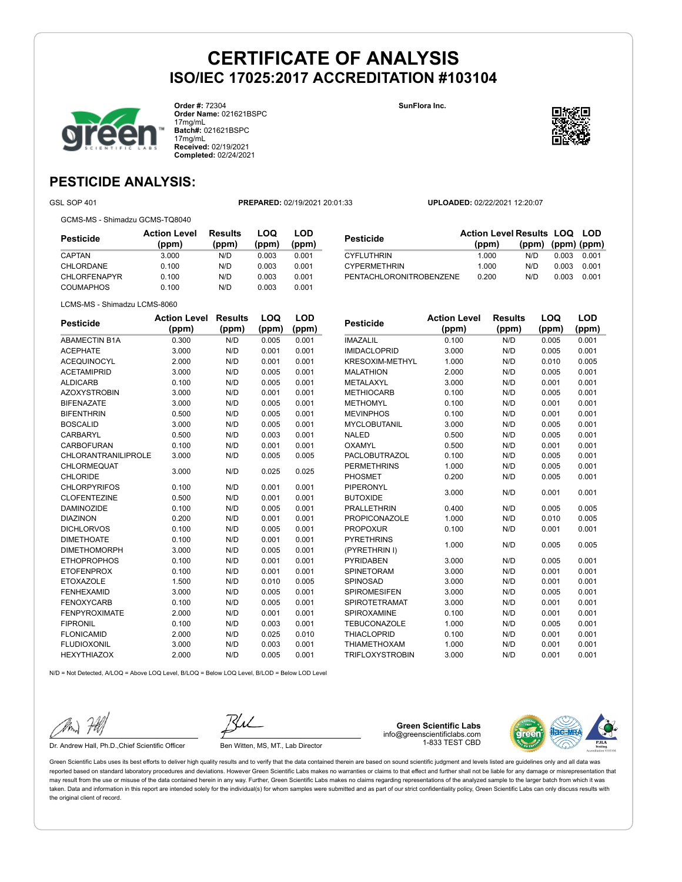# CERTIFICATE OF ANALYSIS
## ISO/IEC 17025:2017 ACCREDITATION #103104

**Order #:** 72304
**Order Name:** 021621BSPC 17mg/mL
**Batch#:** 021621BSPC 17mg/mL
**Received:** 02/19/2021
**Completed:** 02/24/2021

**SunFlora Inc.**

## PESTICIDE ANALYSIS:

GSL SOP 401 **PREPARED:** 02/19/2021 20:01:33 **UPLOADED:** 02/22/2021 12:20:07

GCMS-MS - Shimadzu GCMS-TQ8040

| Pesticide | Action Level (ppm) | Results (ppm) | LOQ (ppm) | LOD (ppm) |
|---|---|---|---|---|
| CAPTAN | 3.000 | N/D | 0.003 | 0.001 |
| CHLORDANE | 0.100 | N/D | 0.003 | 0.001 |
| CHLORFENAPYR | 0.100 | N/D | 0.003 | 0.001 |
| COUMAPHOS | 0.100 | N/D | 0.003 | 0.001 |
| CYFLUTHRIN | 1.000 | N/D | 0.003 | 0.001 |
| CYPERMETHRIN | 1.000 | N/D | 0.003 | 0.001 |
| PENTACHLORONITROBENZENE | 0.200 | N/D | 0.003 | 0.001 |

LCMS-MS - Shimadzu LCMS-8060

| Pesticide | Action Level (ppm) | Results (ppm) | LOQ (ppm) | LOD (ppm) |
|---|---|---|---|---|
| ABAMECTIN B1A | 0.300 | N/D | 0.005 | 0.001 |
| ACEPHATE | 3.000 | N/D | 0.001 | 0.001 |
| ACEQUINOCYL | 2.000 | N/D | 0.001 | 0.001 |
| ACETAMIPRID | 3.000 | N/D | 0.005 | 0.001 |
| ALDICARB | 0.100 | N/D | 0.005 | 0.001 |
| AZOXYSTROBIN | 3.000 | N/D | 0.001 | 0.001 |
| BIFENAZATE | 3.000 | N/D | 0.005 | 0.001 |
| BIFENTHRIN | 0.500 | N/D | 0.005 | 0.001 |
| BOSCALID | 3.000 | N/D | 0.005 | 0.001 |
| CARBARYL | 0.500 | N/D | 0.003 | 0.001 |
| CARBOFURAN | 0.100 | N/D | 0.001 | 0.001 |
| CHLORANTRANILIPROLE | 3.000 | N/D | 0.005 | 0.005 |
| CHLORMEQUAT CHLORIDE | 3.000 | N/D | 0.025 | 0.025 |
| CHLORPYRIFOS | 0.100 | N/D | 0.001 | 0.001 |
| CLOFENTEZINE | 0.500 | N/D | 0.001 | 0.001 |
| DAMINOZIDE | 0.100 | N/D | 0.005 | 0.001 |
| DIAZINON | 0.200 | N/D | 0.001 | 0.001 |
| DICHLORVOS | 0.100 | N/D | 0.005 | 0.001 |
| DIMETHOATE | 0.100 | N/D | 0.001 | 0.001 |
| DIMETHOMORPH | 3.000 | N/D | 0.005 | 0.001 |
| ETHOPROPHOS | 0.100 | N/D | 0.001 | 0.001 |
| ETOFENPROX | 0.100 | N/D | 0.001 | 0.001 |
| ETOXAZOLE | 1.500 | N/D | 0.010 | 0.005 |
| FENHEXAMID | 3.000 | N/D | 0.005 | 0.001 |
| FENOXYCARB | 0.100 | N/D | 0.005 | 0.001 |
| FENPYROXIMATE | 2.000 | N/D | 0.001 | 0.001 |
| FIPRONIL | 0.100 | N/D | 0.003 | 0.001 |
| FLONICAMID | 2.000 | N/D | 0.025 | 0.010 |
| FLUDIOXONIL | 3.000 | N/D | 0.003 | 0.001 |
| HEXYTHIAZOX | 2.000 | N/D | 0.005 | 0.001 |
| IMAZALIL | 0.100 | N/D | 0.005 | 0.001 |
| IMIDACLOPRID | 3.000 | N/D | 0.005 | 0.001 |
| KRESOXIM-METHYL | 1.000 | N/D | 0.010 | 0.005 |
| MALATHION | 2.000 | N/D | 0.005 | 0.001 |
| METALAXYL | 3.000 | N/D | 0.001 | 0.001 |
| METHIOCARB | 0.100 | N/D | 0.005 | 0.001 |
| METHOMYL | 0.100 | N/D | 0.001 | 0.001 |
| MEVINPHOS | 0.100 | N/D | 0.001 | 0.001 |
| MYCLOBUTANIL | 3.000 | N/D | 0.005 | 0.001 |
| NALED | 0.500 | N/D | 0.005 | 0.001 |
| OXAMYL | 0.500 | N/D | 0.001 | 0.001 |
| PACLOBUTRAZOL | 0.100 | N/D | 0.005 | 0.001 |
| PERMETHRINS | 1.000 | N/D | 0.005 | 0.001 |
| PHOSMET | 0.200 | N/D | 0.005 | 0.001 |
| PIPERONYL BUTOXIDE | 3.000 | N/D | 0.001 | 0.001 |
| PRALLETHRIN | 0.400 | N/D | 0.005 | 0.005 |
| PROPICONAZOLE | 1.000 | N/D | 0.010 | 0.005 |
| PROPOXUR | 0.100 | N/D | 0.001 | 0.001 |
| PYRETHRINS (PYRETHRIN I) | 1.000 | N/D | 0.005 | 0.005 |
| PYRIDABEN | 3.000 | N/D | 0.005 | 0.001 |
| SPINETORAM | 3.000 | N/D | 0.001 | 0.001 |
| SPINOSAD | 3.000 | N/D | 0.001 | 0.001 |
| SPIROMESIFEN | 3.000 | N/D | 0.005 | 0.001 |
| SPIROTETRAMAT | 3.000 | N/D | 0.001 | 0.001 |
| SPIROXAMINE | 0.100 | N/D | 0.001 | 0.001 |
| TEBUCONAZOLE | 1.000 | N/D | 0.005 | 0.001 |
| THIACLOPRID | 0.100 | N/D | 0.001 | 0.001 |
| THIAMETHOXAM | 1.000 | N/D | 0.001 | 0.001 |
| TRIFLOXYSTROBIN | 3.000 | N/D | 0.001 | 0.001 |

N/D = Not Detected, A/LOQ = Above LOQ Level, B/LOQ = Below LOQ Level, B/LOD = Below LOD Level

Dr. Andrew Hall, Ph.D.,Chief Scientific Officer

Ben Witten, MS, MT., Lab Director

**Green Scientific Labs**
info@greenscientificlabs.com
1-833 TEST CBD

Green Scientific Labs uses its best efforts to deliver high quality results and to verify that the data contained therein are based on sound scientific judgment and levels listed are guidelines only and all data was reported based on standard laboratory procedures and deviations. However Green Scientific Labs makes no warranties or claims to that effect and further shall not be liable for any damage or misrepresentation that may result from the use or misuse of the data contained herein in any way. Further, Green Scientific Labs makes no claims regarding representations of the analyzed sample to the larger batch from which it was taken. Data and information in this report are intended solely for the individual(s) for whom samples were submitted and as part of our strict confidentiality policy, Green Scientific Labs can only discuss results with the original client of record.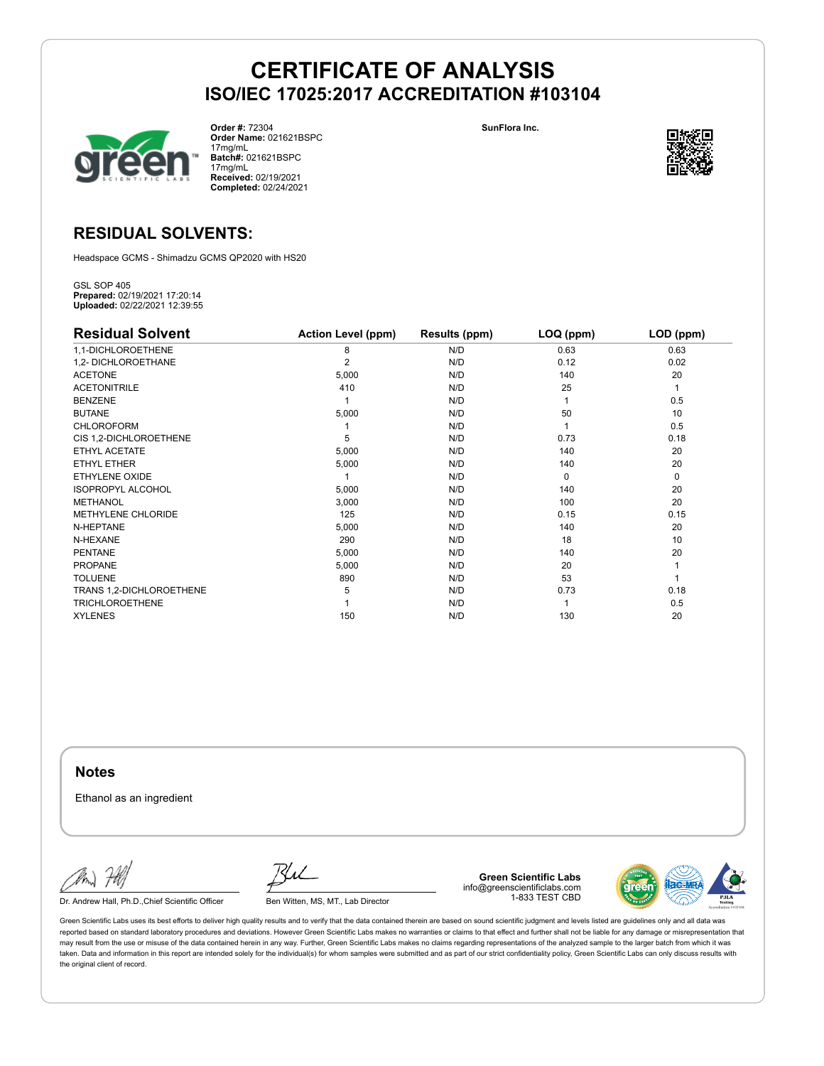# CERTIFICATE OF ANALYSIS
## ISO/IEC 17025:2017 ACCREDITATION #103104

**Order #:** 72304
**Order Name:** 021621BSPC 17mg/mL
**Batch#:** 021621BSPC 17mg/mL
**Received:** 02/19/2021
**Completed:** 02/24/2021

**SunFlora Inc.**

## RESIDUAL SOLVENTS:

Headspace GCMS - Shimadzu GCMS QP2020 with HS20

GSL SOP 405
**Prepared:** 02/19/2021 17:20:14
**Uploaded:** 02/22/2021 12:39:55

| Residual Solvent | Action Level (ppm) | Results (ppm) | LOQ (ppm) | LOD (ppm) |
|---|---|---|---|---|
| 1,1-DICHLOROETHENE | 8 | N/D | 0.63 | 0.63 |
| 1,2- DICHLOROETHANE | 2 | N/D | 0.12 | 0.02 |
| ACETONE | 5,000 | N/D | 140 | 20 |
| ACETONITRILE | 410 | N/D | 25 | 1 |
| BENZENE | 1 | N/D | 1 | 0.5 |
| BUTANE | 5,000 | N/D | 50 | 10 |
| CHLOROFORM | 1 | N/D | 1 | 0.5 |
| CIS 1,2-DICHLOROETHENE | 5 | N/D | 0.73 | 0.18 |
| ETHYL ACETATE | 5,000 | N/D | 140 | 20 |
| ETHYL ETHER | 5,000 | N/D | 140 | 20 |
| ETHYLENE OXIDE | 1 | N/D | 0 | 0 |
| ISOPROPYL ALCOHOL | 5,000 | N/D | 140 | 20 |
| METHANOL | 3,000 | N/D | 100 | 20 |
| METHYLENE CHLORIDE | 125 | N/D | 0.15 | 0.15 |
| N-HEPTANE | 5,000 | N/D | 140 | 20 |
| N-HEXANE | 290 | N/D | 18 | 10 |
| PENTANE | 5,000 | N/D | 140 | 20 |
| PROPANE | 5,000 | N/D | 20 | 1 |
| TOLUENE | 890 | N/D | 53 | 1 |
| TRANS 1,2-DICHLOROETHENE | 5 | N/D | 0.73 | 0.18 |
| TRICHLOROETHENE | 1 | N/D | 1 | 0.5 |
| XYLENES | 150 | N/D | 130 | 20 |

### Notes

Ethanol as an ingredient

Dr. Andrew Hall, Ph.D.,Chief Scientific Officer

Ben Witten, MS, MT., Lab Director

**Green Scientific Labs**
info@greenscientificlabs.com
1-833 TEST CBD

Green Scientific Labs uses its best efforts to deliver high quality results and to verify that the data contained therein are based on sound scientific judgment and levels listed are guidelines only and all data was reported based on standard laboratory procedures and deviations. However Green Scientific Labs makes no warranties or claims to that effect and further shall not be liable for any damage or misrepresentation that may result from the use or misuse of the data contained herein in any way. Further, Green Scientific Labs makes no claims regarding representations of the analyzed sample to the larger batch from which it was taken. Data and information in this report are intended solely for the individual(s) for whom samples were submitted and as part of our strict confidentiality policy, Green Scientific Labs can only discuss results with the original client of record.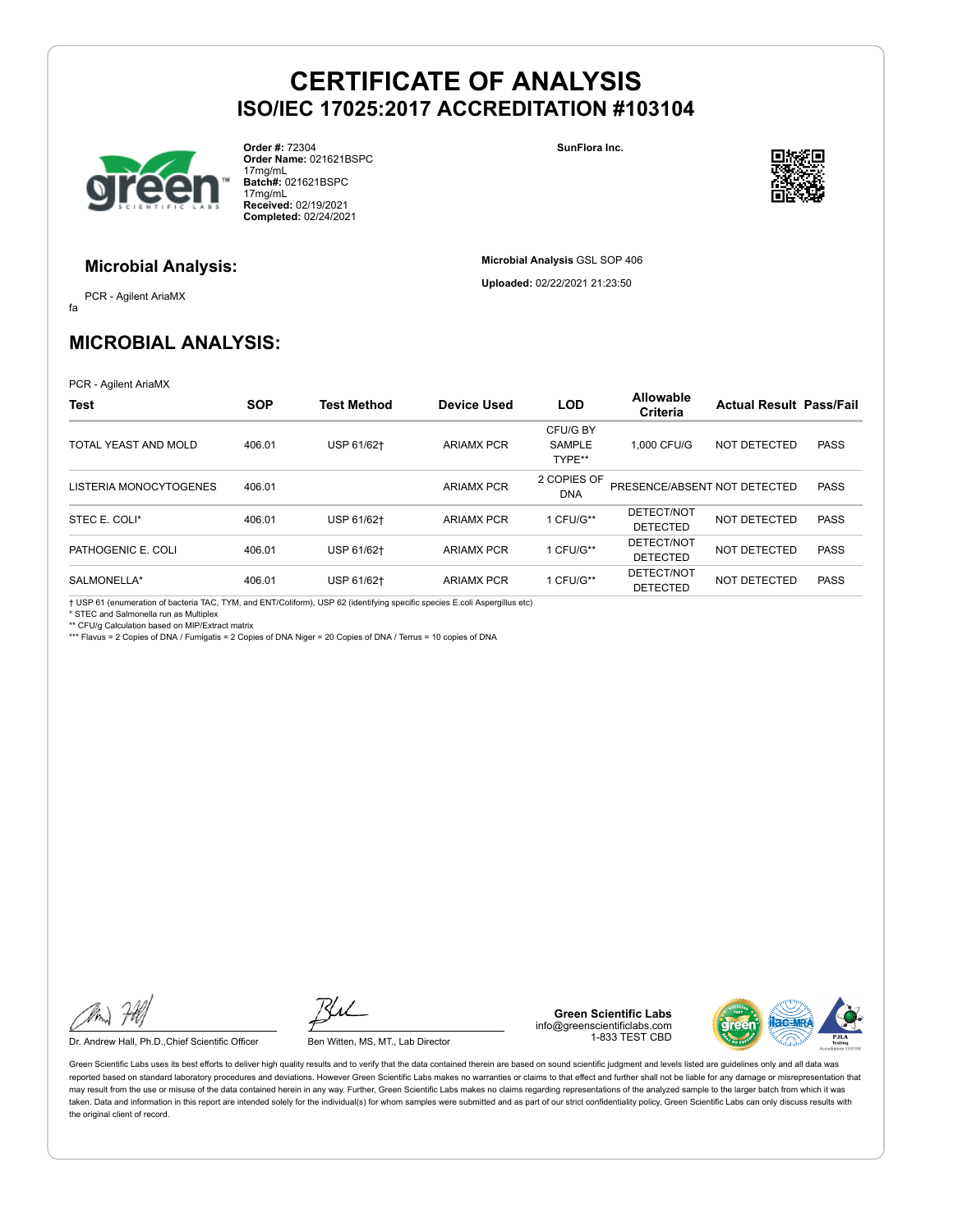# CERTIFICATE OF ANALYSIS
## ISO/IEC 17025:2017 ACCREDITATION #103104

**Order #:** 72304
**Order Name:** 021621BSPC 17mg/mL
**Batch#:** 021621BSPC 17mg/mL
**Received:** 02/19/2021
**Completed:** 02/24/2021

**SunFlora Inc.**

### Microbial Analysis:

PCR - Agilent AriaMX

fa

**Microbial Analysis** GSL SOP 406

**Uploaded:** 02/22/2021 21:23:50

## MICROBIAL ANALYSIS:

PCR - Agilent AriaMX

| Test | SOP | Test Method | Device Used | LOD | Allowable Criteria | Actual Result | Pass/Fail |
|---|---|---|---|---|---|---|---|
| TOTAL YEAST AND MOLD | 406.01 | USP 61/62† | ARIAMX PCR | CFU/G BY SAMPLE TYPE** | 1,000 CFU/G | NOT DETECTED | PASS |
| LISTERIA MONOCYTOGENES | 406.01 | | ARIAMX PCR | 2 COPIES OF DNA | PRESENCE/ABSENT | NOT DETECTED | PASS |
| STEC E. COLI* | 406.01 | USP 61/62† | ARIAMX PCR | 1 CFU/G** | DETECT/NOT DETECTED | NOT DETECTED | PASS |
| PATHOGENIC E. COLI | 406.01 | USP 61/62† | ARIAMX PCR | 1 CFU/G** | DETECT/NOT DETECTED | NOT DETECTED | PASS |
| SALMONELLA* | 406.01 | USP 61/62† | ARIAMX PCR | 1 CFU/G** | DETECT/NOT DETECTED | NOT DETECTED | PASS |

† USP 61 (enumeration of bacteria TAC, TYM, and ENT/Coliform), USP 62 (identifying specific species E.coli Aspergillus etc)
* STEC and Salmonella run as Multiplex
** CFU/g Calculation based on MIP/Extract matrix
*** Flavus = 2 Copies of DNA / Fumigatis = 2 Copies of DNA Niger = 20 Copies of DNA / Terrus = 10 copies of DNA

Dr. Andrew Hall, Ph.D.,Chief Scientific Officer

Ben Witten, MS, MT., Lab Director

**Green Scientific Labs**
info@greenscientificlabs.com
1-833 TEST CBD

Green Scientific Labs uses its best efforts to deliver high quality results and to verify that the data contained therein are based on sound scientific judgment and levels listed are guidelines only and all data was reported based on standard laboratory procedures and deviations. However Green Scientific Labs makes no warranties or claims to that effect and further shall not be liable for any damage or misrepresentation that may result from the use or misuse of the data contained herein in any way. Further, Green Scientific Labs makes no claims regarding representations of the analyzed sample to the larger batch from which it was taken. Data and information in this report are intended solely for the individual(s) for whom samples were submitted and as part of our strict confidentiality policy, Green Scientific Labs can only discuss results with the original client of record.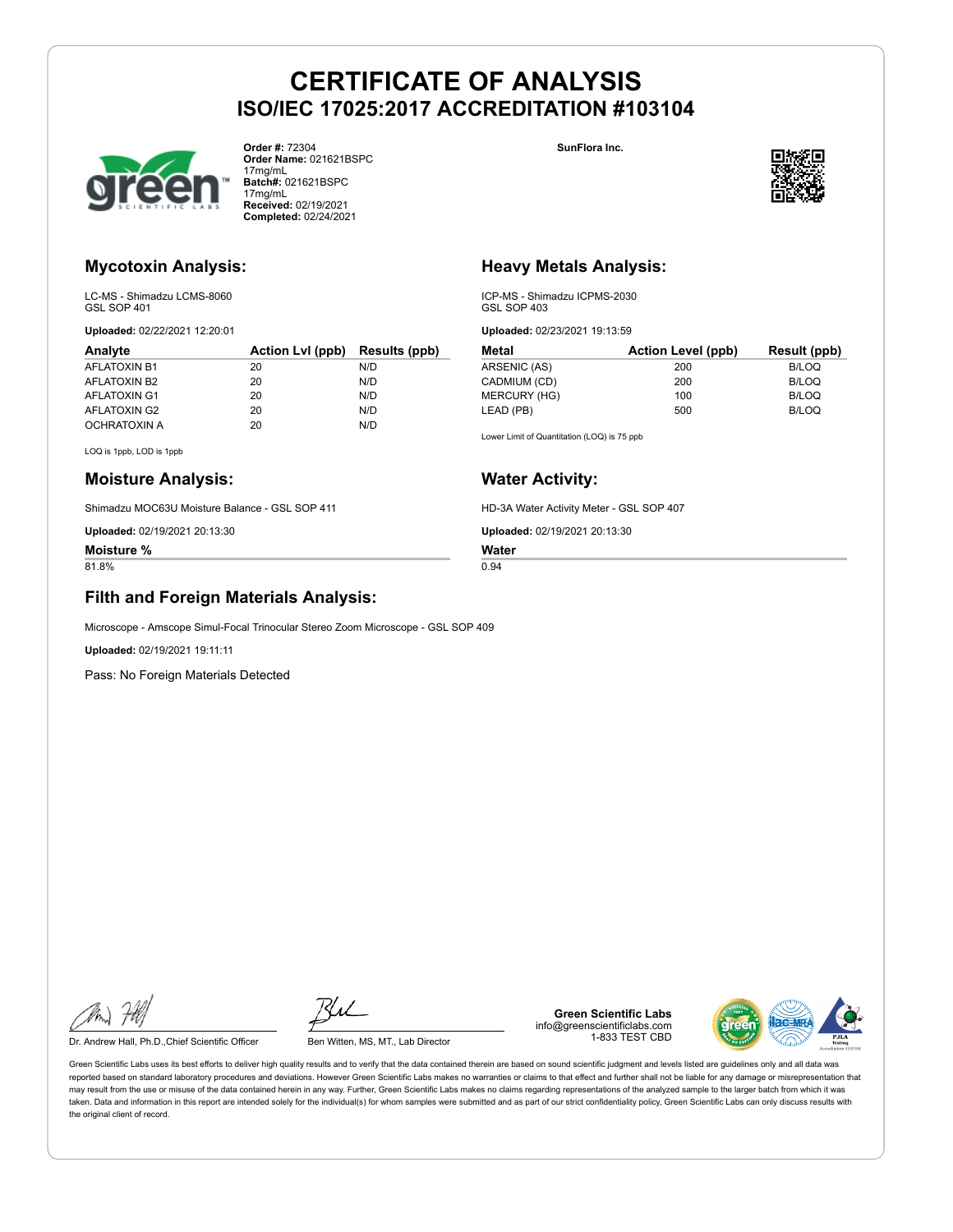# CERTIFICATE OF ANALYSIS
## ISO/IEC 17025:2017 ACCREDITATION #103104

**Order #:** 72304
**Order Name:** 021621BSPC 17mg/mL
**Batch#:** 021621BSPC 17mg/mL
**Received:** 02/19/2021
**Completed:** 02/24/2021

**SunFlora Inc.**

## Mycotoxin Analysis:

LC-MS - Shimadzu LCMS-8060
GSL SOP 401

**Uploaded:** 02/22/2021 12:20:01

| Analyte | Action Lvl (ppb) | Results (ppb) |
|---|---|---|
| AFLATOXIN B1 | 20 | N/D |
| AFLATOXIN B2 | 20 | N/D |
| AFLATOXIN G1 | 20 | N/D |
| AFLATOXIN G2 | 20 | N/D |
| OCHRATOXIN A | 20 | N/D |

LOQ is 1ppb, LOD is 1ppb

## Heavy Metals Analysis:

ICP-MS - Shimadzu ICPMS-2030
GSL SOP 403

**Uploaded:** 02/23/2021 19:13:59

| Metal | Action Level (ppb) | Result (ppb) |
|---|---|---|
| ARSENIC (AS) | 200 | B/LOQ |
| CADMIUM (CD) | 200 | B/LOQ |
| MERCURY (HG) | 100 | B/LOQ |
| LEAD (PB) | 500 | B/LOQ |

Lower Limit of Quantitation (LOQ) is 75 ppb

## Moisture Analysis:

Shimadzu MOC63U Moisture Balance - GSL SOP 411

**Uploaded:** 02/19/2021 20:13:30

| Moisture % |
|---|
| 81.8% |

## Water Activity:

HD-3A Water Activity Meter - GSL SOP 407

**Uploaded:** 02/19/2021 20:13:30

| Water |
|---|
| 0.94 |

## Filth and Foreign Materials Analysis:

Microscope - Amscope Simul-Focal Trinocular Stereo Zoom Microscope - GSL SOP 409

**Uploaded:** 02/19/2021 19:11:11

Pass: No Foreign Materials Detected

Dr. Andrew Hall, Ph.D.,Chief Scientific Officer

Ben Witten, MS, MT., Lab Director

**Green Scientific Labs**
info@greenscientificlabs.com
1-833 TEST CBD

Green Scientific Labs uses its best efforts to deliver high quality results and to verify that the data contained therein are based on sound scientific judgment and levels listed are guidelines only and all data was reported based on standard laboratory procedures and deviations. However Green Scientific Labs makes no warranties or claims to that effect and further shall not be liable for any damage or misrepresentation that may result from the use or misuse of the data contained herein in any way. Further, Green Scientific Labs makes no claims regarding representations of the analyzed sample to the larger batch from which it was taken. Data and information in this report are intended solely for the individual(s) for whom samples were submitted and as part of our strict confidentiality policy, Green Scientific Labs can only discuss results with the original client of record.